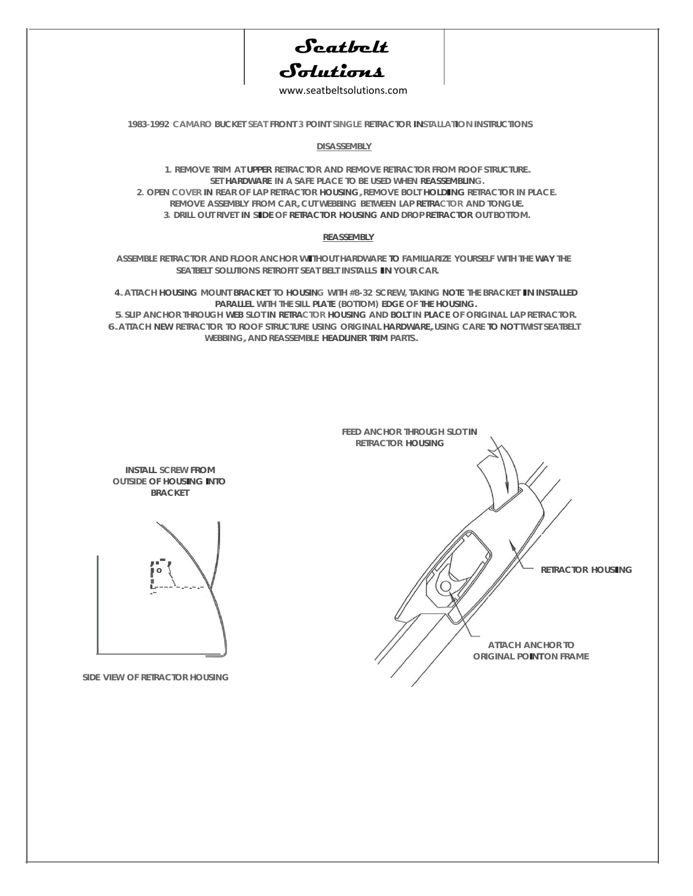# Seatbelt Solutions

www.seatbeltsolutions.com

**1983-1992 CAMARO BUCKET SEAT FRONT 3 POINT SINGLE RETRACTOR INSTALLATION INSTRUCTIONS**

## DISASSEMBLY

1. REMOVE TRIM AT UPPER RETRACTOR AND REMOVE RETRACTOR FROM ROOF STRUCTURE. SET HARDWARE IN A SAFE PLACE TO BE USED WHEN REASSEMBLING.
2. OPEN COVER IN REAR OF LAP RETRACTOR HOUSING, REMOVE BOLT HOLDING RETRACTOR IN PLACE. REMOVE ASSEMBLY FROM CAR, CUT WEBBING BETWEEN LAP RETRACTOR AND TONGUE.
3. DRILL OUT RIVET IN SIDE OF RETRACTOR HOUSING AND DROP RETRACTOR OUT BOTTOM.

## REASSEMBLY

ASSEMBLE RETRACTOR AND FLOOR ANCHOR WITHOUT HARDWARE TO FAMILIARIZE YOURSELF WITH THE WAY THE SEATBELT SOLUTIONS RETROFIT SEAT BELT INSTALLS IN YOUR CAR.

4. ATTACH HOUSING MOUNT BRACKET TO HOUSING WITH #8-32 SCREW, TAKING NOTE THE BRACKET IN INSTALLED PARALLEL WITH THE SILL PLATE (BOTTOM) EDGE OF THE HOUSING.
5. SLIP ANCHOR THROUGH WEB SLOT IN RETRACTOR HOUSING AND BOLT IN PLACE OF ORIGINAL LAP RETRACTOR.
6. ATTACH NEW RETRACTOR TO ROOF STRUCTURE USING ORIGINAL HARDWARE, USING CARE TO NOT TWIST SEATBELT WEBBING, AND REASSEMBLE HEADLINER TRIM PARTS.

INSTALL SCREW FROM OUTSIDE OF HOUSING INTO BRACKET

SIDE VIEW OF RETRACTOR HOUSING

FEED ANCHOR THROUGH SLOT IN RETRACTOR HOUSING

RETRACTOR HOUSING

ATTACH ANCHOR TO ORIGINAL POINT ON FRAME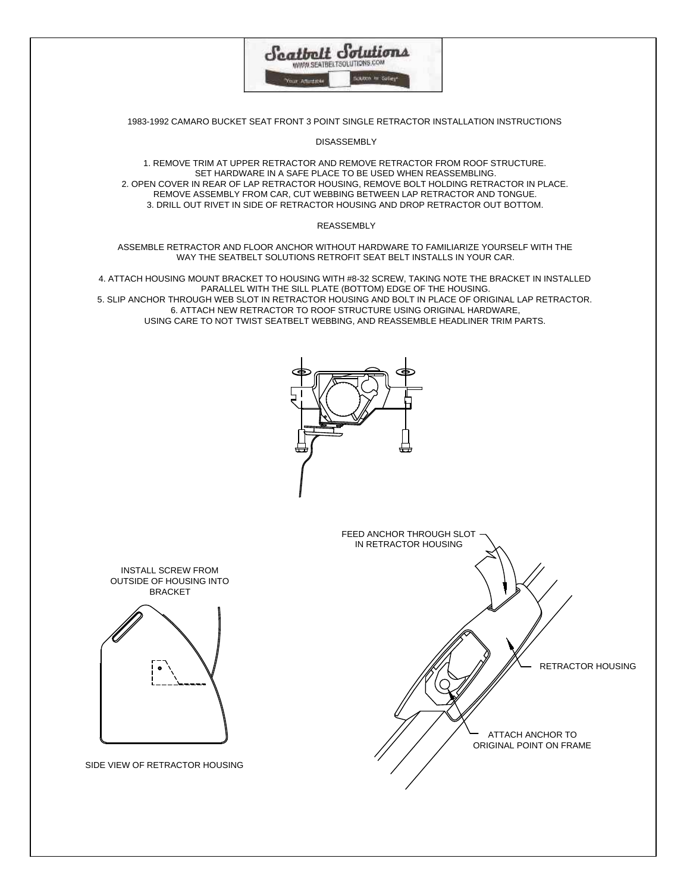Seatbelt Solutions
WWW.SEATBELTSOLUTIONS.COM
"Your Affordable Solution to Safety"

## 1983-1992 CAMARO BUCKET SEAT FRONT 3 POINT SINGLE RETRACTOR INSTALLATION INSTRUCTIONS

### DISASSEMBLY

1. REMOVE TRIM AT UPPER RETRACTOR AND REMOVE RETRACTOR FROM ROOF STRUCTURE. SET HARDWARE IN A SAFE PLACE TO BE USED WHEN REASSEMBLING.
2. OPEN COVER IN REAR OF LAP RETRACTOR HOUSING, REMOVE BOLT HOLDING RETRACTOR IN PLACE. REMOVE ASSEMBLY FROM CAR, CUT WEBBING BETWEEN LAP RETRACTOR AND TONGUE.
3. DRILL OUT RIVET IN SIDE OF RETRACTOR HOUSING AND DROP RETRACTOR OUT BOTTOM.

### REASSEMBLY

ASSEMBLE RETRACTOR AND FLOOR ANCHOR WITHOUT HARDWARE TO FAMILIARIZE YOURSELF WITH THE WAY THE SEATBELT SOLUTIONS RETROFIT SEAT BELT INSTALLS IN YOUR CAR.

4. ATTACH HOUSING MOUNT BRACKET TO HOUSING WITH #8-32 SCREW, TAKING NOTE THE BRACKET IN INSTALLED PARALLEL WITH THE SILL PLATE (BOTTOM) EDGE OF THE HOUSING.
5. SLIP ANCHOR THROUGH WEB SLOT IN RETRACTOR HOUSING AND BOLT IN PLACE OF ORIGINAL LAP RETRACTOR.
6. ATTACH NEW RETRACTOR TO ROOF STRUCTURE USING ORIGINAL HARDWARE, USING CARE TO NOT TWIST SEATBELT WEBBING, AND REASSEMBLE HEADLINER TRIM PARTS.

FEED ANCHOR THROUGH SLOT IN RETRACTOR HOUSING

INSTALL SCREW FROM OUTSIDE OF HOUSING INTO BRACKET

RETRACTOR HOUSING

ATTACH ANCHOR TO ORIGINAL POINT ON FRAME

SIDE VIEW OF RETRACTOR HOUSING